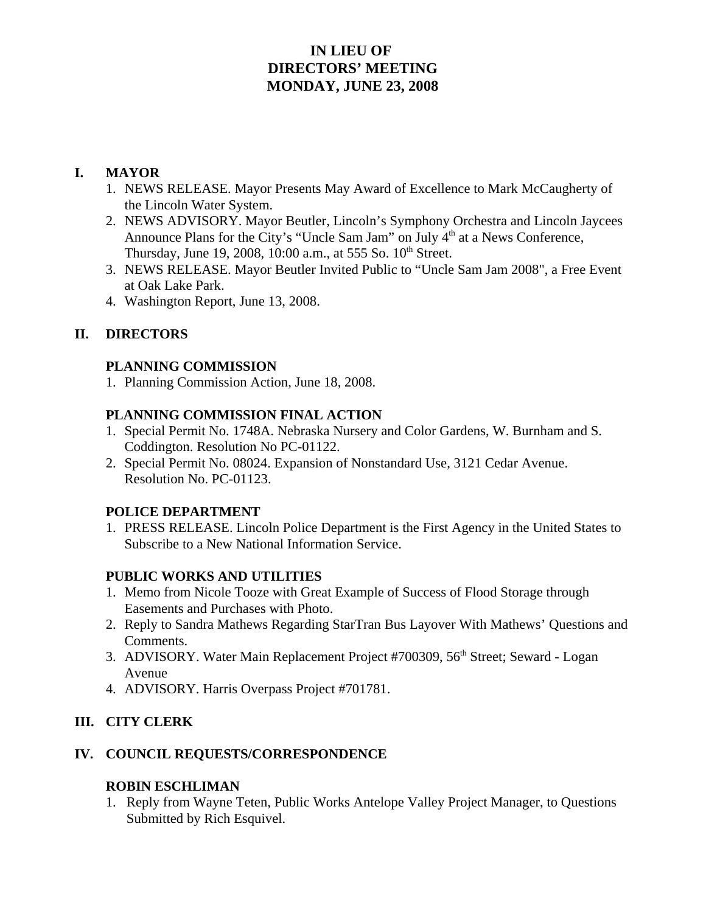# IN LIEU OF
# DIRECTORS' MEETING
# MONDAY, JUNE 23, 2008

## I. MAYOR

1. NEWS RELEASE. Mayor Presents May Award of Excellence to Mark McCaugherty of the Lincoln Water System.
2. NEWS ADVISORY. Mayor Beutler, Lincoln's Symphony Orchestra and Lincoln Jaycees Announce Plans for the City's "Uncle Sam Jam" on July 4th at a News Conference, Thursday, June 19, 2008, 10:00 a.m., at 555 So. 10th Street.
3. NEWS RELEASE. Mayor Beutler Invited Public to "Uncle Sam Jam 2008", a Free Event at Oak Lake Park.
4. Washington Report, June 13, 2008.

## II. DIRECTORS

### PLANNING COMMISSION

1. Planning Commission Action, June 18, 2008.

### PLANNING COMMISSION FINAL ACTION

1. Special Permit No. 1748A. Nebraska Nursery and Color Gardens, W. Burnham and S. Coddington. Resolution No PC-01122.
2. Special Permit No. 08024. Expansion of Nonstandard Use, 3121 Cedar Avenue. Resolution No. PC-01123.

### POLICE DEPARTMENT

1. PRESS RELEASE. Lincoln Police Department is the First Agency in the United States to Subscribe to a New National Information Service.

### PUBLIC WORKS AND UTILITIES

1. Memo from Nicole Tooze with Great Example of Success of Flood Storage through Easements and Purchases with Photo.
2. Reply to Sandra Mathews Regarding StarTran Bus Layover With Mathews' Questions and Comments.
3. ADVISORY. Water Main Replacement Project #700309, 56th Street; Seward - Logan Avenue
4. ADVISORY. Harris Overpass Project #701781.

## III. CITY CLERK

## IV. COUNCIL REQUESTS/CORRESPONDENCE

### ROBIN ESCHLIMAN

1. Reply from Wayne Teten, Public Works Antelope Valley Project Manager, to Questions Submitted by Rich Esquivel.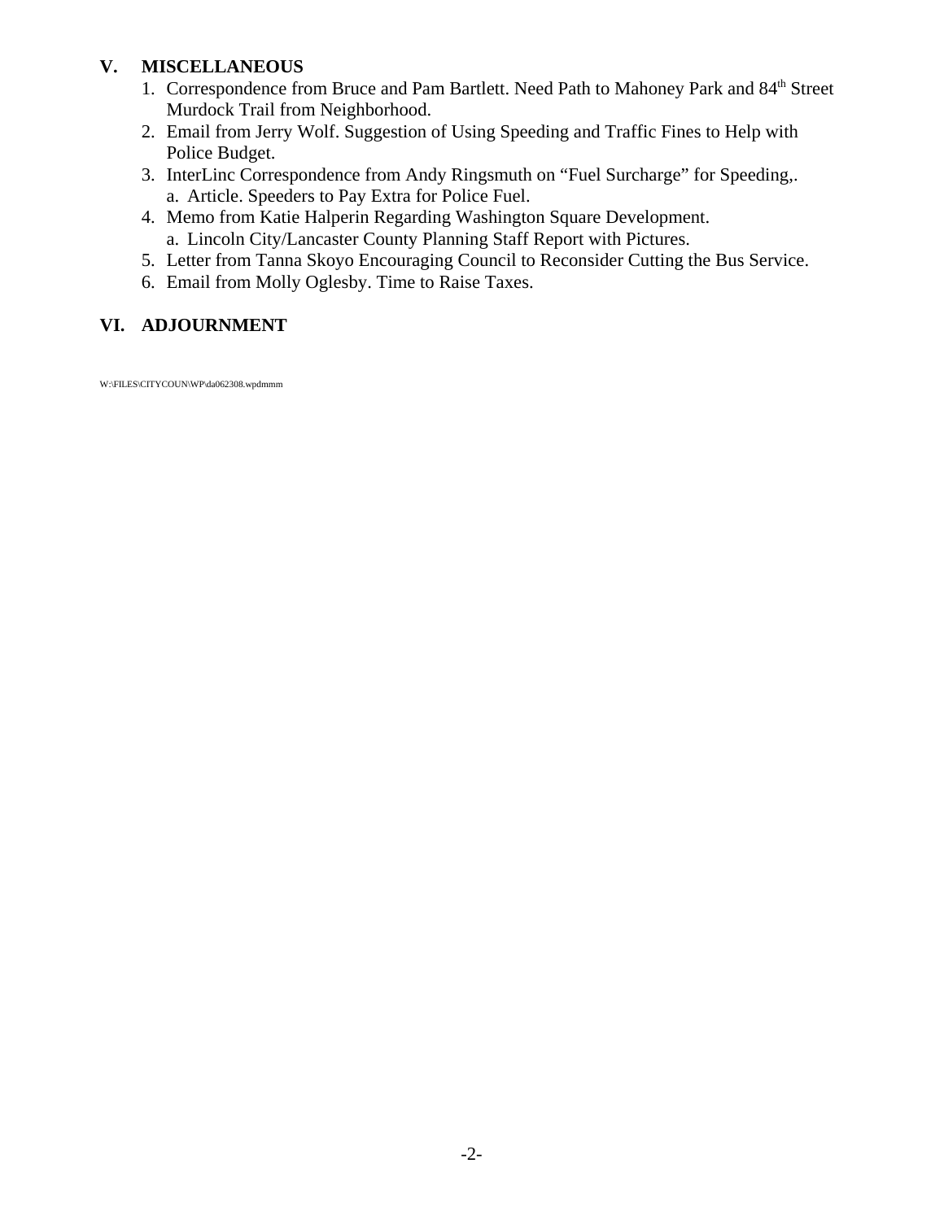## V. MISCELLANEOUS

1. Correspondence from Bruce and Pam Bartlett. Need Path to Mahoney Park and 84th Street Murdock Trail from Neighborhood.
2. Email from Jerry Wolf. Suggestion of Using Speeding and Traffic Fines to Help with Police Budget.
3. InterLinc Correspondence from Andy Ringsmuth on "Fuel Surcharge" for Speeding,.
   a. Article. Speeders to Pay Extra for Police Fuel.
4. Memo from Katie Halperin Regarding Washington Square Development.
   a. Lincoln City/Lancaster County Planning Staff Report with Pictures.
5. Letter from Tanna Skoyo Encouraging Council to Reconsider Cutting the Bus Service.
6. Email from Molly Oglesby. Time to Raise Taxes.

## VI. ADJOURNMENT

W:\FILES\CITYCOUN\WP\da062308.wpdmmm